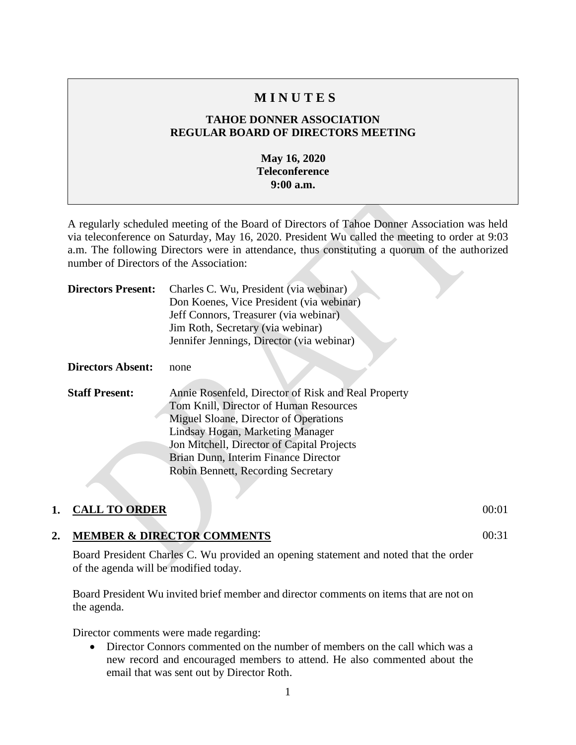# MINUTES

## TAHOE DONNER ASSOCIATION
## REGULAR BOARD OF DIRECTORS MEETING

**May 16, 2020**
**Teleconference**
**9:00 a.m.**

A regularly scheduled meeting of the Board of Directors of Tahoe Donner Association was held via teleconference on Saturday, May 16, 2020. President Wu called the meeting to order at 9:03 a.m. The following Directors were in attendance, thus constituting a quorum of the authorized number of Directors of the Association:

**Directors Present:** Charles C. Wu, President (via webinar)
Don Koenes, Vice President (via webinar)
Jeff Connors, Treasurer (via webinar)
Jim Roth, Secretary (via webinar)
Jennifer Jennings, Director (via webinar)

**Directors Absent:** none

**Staff Present:** Annie Rosenfeld, Director of Risk and Real Property
Tom Knill, Director of Human Resources
Miguel Sloane, Director of Operations
Lindsay Hogan, Marketing Manager
Jon Mitchell, Director of Capital Projects
Brian Dunn, Interim Finance Director
Robin Bennett, Recording Secretary

## 1. CALL TO ORDER 00:01

## 2. MEMBER & DIRECTOR COMMENTS 00:31

Board President Charles C. Wu provided an opening statement and noted that the order of the agenda will be modified today.

Board President Wu invited brief member and director comments on items that are not on the agenda.

Director comments were made regarding:

- Director Connors commented on the number of members on the call which was a new record and encouraged members to attend. He also commented about the email that was sent out by Director Roth.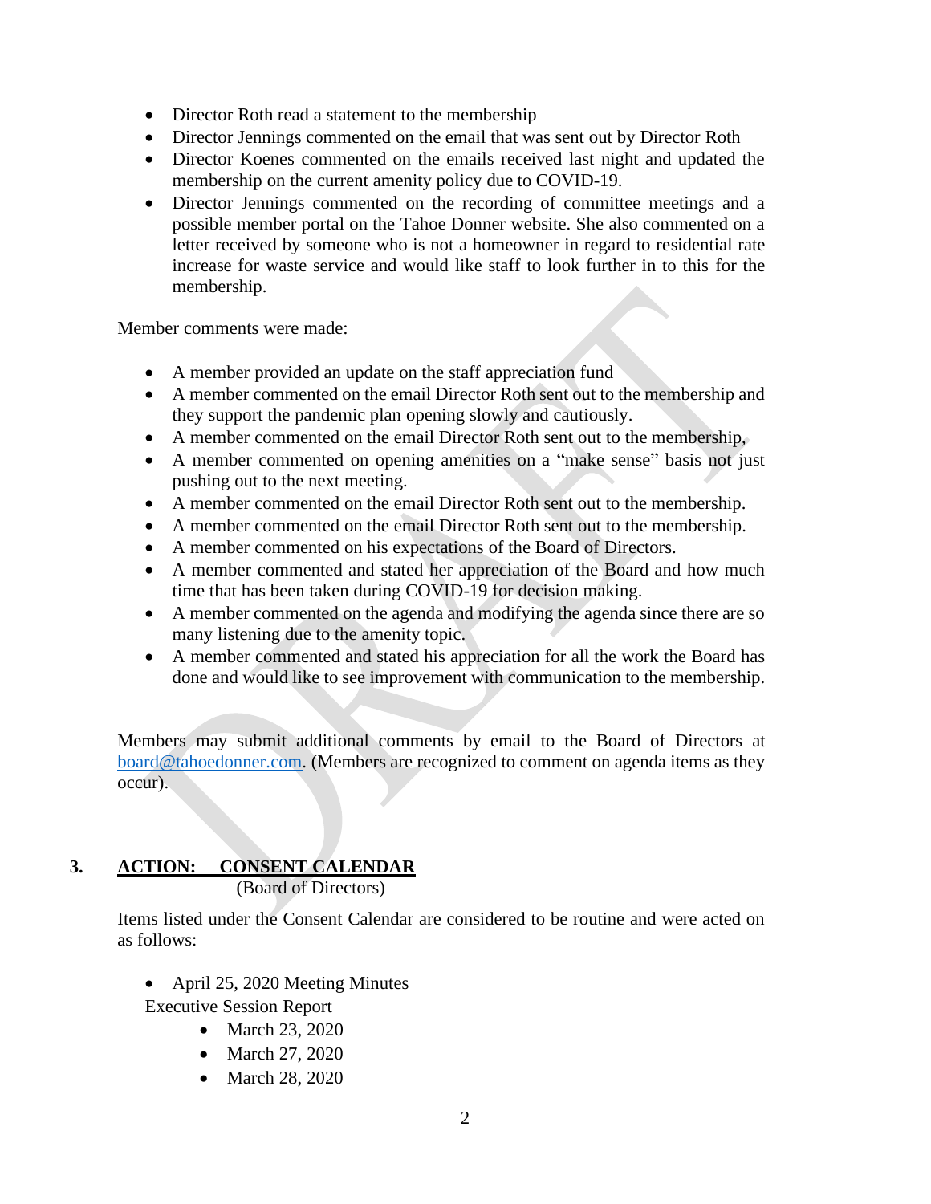- Director Roth read a statement to the membership
- Director Jennings commented on the email that was sent out by Director Roth
- Director Koenes commented on the emails received last night and updated the membership on the current amenity policy due to COVID-19.
- Director Jennings commented on the recording of committee meetings and a possible member portal on the Tahoe Donner website. She also commented on a letter received by someone who is not a homeowner in regard to residential rate increase for waste service and would like staff to look further in to this for the membership.

Member comments were made:

- A member provided an update on the staff appreciation fund
- A member commented on the email Director Roth sent out to the membership and they support the pandemic plan opening slowly and cautiously.
- A member commented on the email Director Roth sent out to the membership,
- A member commented on opening amenities on a "make sense" basis not just pushing out to the next meeting.
- A member commented on the email Director Roth sent out to the membership.
- A member commented on the email Director Roth sent out to the membership.
- A member commented on his expectations of the Board of Directors.
- A member commented and stated her appreciation of the Board and how much time that has been taken during COVID-19 for decision making.
- A member commented on the agenda and modifying the agenda since there are so many listening due to the amenity topic.
- A member commented and stated his appreciation for all the work the Board has done and would like to see improvement with communication to the membership.

Members may submit additional comments by email to the Board of Directors at board@tahoedonner.com. (Members are recognized to comment on agenda items as they occur).

## 3. ACTION: CONSENT CALENDAR

(Board of Directors)

Items listed under the Consent Calendar are considered to be routine and were acted on as follows:

- April 25, 2020 Meeting Minutes

Executive Session Report

- March 23, 2020
- March 27, 2020
- March 28, 2020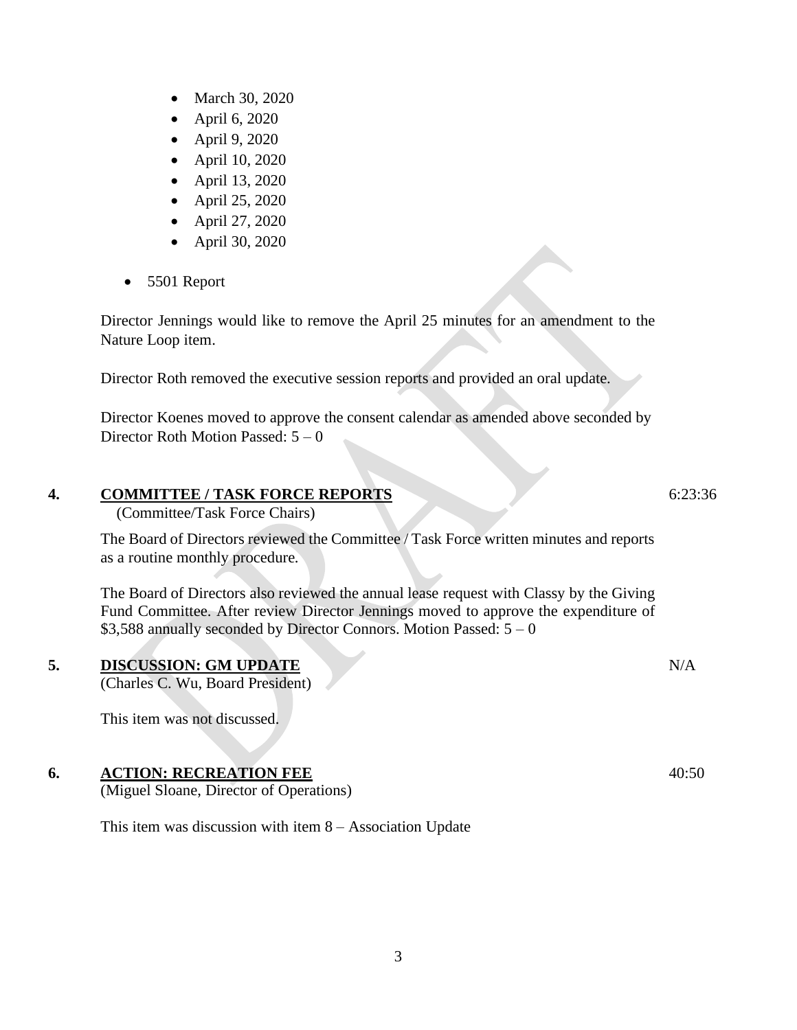- March 30, 2020
- April 6, 2020
- April 9, 2020
- April 10, 2020
- April 13, 2020
- April 25, 2020
- April 27, 2020
- April 30, 2020

- 5501 Report

Director Jennings would like to remove the April 25 minutes for an amendment to the Nature Loop item.

Director Roth removed the executive session reports and provided an oral update.

Director Koenes moved to approve the consent calendar as amended above seconded by Director Roth Motion Passed: 5 – 0

## 4. COMMITTEE / TASK FORCE REPORTS — 6:23:36

(Committee/Task Force Chairs)

The Board of Directors reviewed the Committee / Task Force written minutes and reports as a routine monthly procedure.

The Board of Directors also reviewed the annual lease request with Classy by the Giving Fund Committee. After review Director Jennings moved to approve the expenditure of $3,588 annually seconded by Director Connors. Motion Passed: 5 – 0

## 5. DISCUSSION: GM UPDATE — N/A

(Charles C. Wu, Board President)

This item was not discussed.

## 6. ACTION: RECREATION FEE — 40:50

(Miguel Sloane, Director of Operations)

This item was discussion with item 8 – Association Update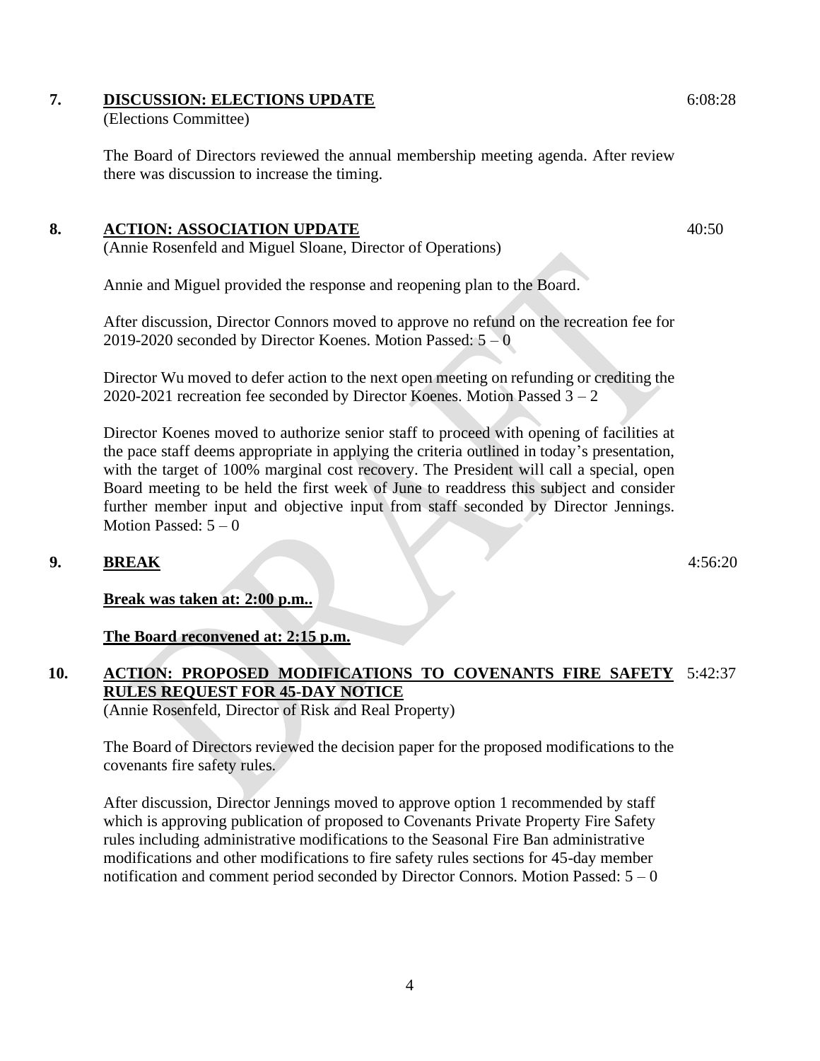**7. DISCUSSION: ELECTIONS UPDATE** 6:08:28

(Elections Committee)

The Board of Directors reviewed the annual membership meeting agenda. After review there was discussion to increase the timing.

**8. ACTION: ASSOCIATION UPDATE** 40:50

(Annie Rosenfeld and Miguel Sloane, Director of Operations)

Annie and Miguel provided the response and reopening plan to the Board.

After discussion, Director Connors moved to approve no refund on the recreation fee for 2019-2020 seconded by Director Koenes. Motion Passed: 5 – 0

Director Wu moved to defer action to the next open meeting on refunding or crediting the 2020-2021 recreation fee seconded by Director Koenes. Motion Passed 3 – 2

Director Koenes moved to authorize senior staff to proceed with opening of facilities at the pace staff deems appropriate in applying the criteria outlined in today's presentation, with the target of 100% marginal cost recovery. The President will call a special, open Board meeting to be held the first week of June to readdress this subject and consider further member input and objective input from staff seconded by Director Jennings. Motion Passed: 5 – 0

**9. BREAK** 4:56:20

**Break was taken at: 2:00 p.m..**

**The Board reconvened at: 2:15 p.m.**

**10. ACTION: PROPOSED MODIFICATIONS TO COVENANTS FIRE SAFETY RULES REQUEST FOR 45-DAY NOTICE** 5:42:37

(Annie Rosenfeld, Director of Risk and Real Property)

The Board of Directors reviewed the decision paper for the proposed modifications to the covenants fire safety rules.

After discussion, Director Jennings moved to approve option 1 recommended by staff which is approving publication of proposed to Covenants Private Property Fire Safety rules including administrative modifications to the Seasonal Fire Ban administrative modifications and other modifications to fire safety rules sections for 45-day member notification and comment period seconded by Director Connors. Motion Passed: 5 – 0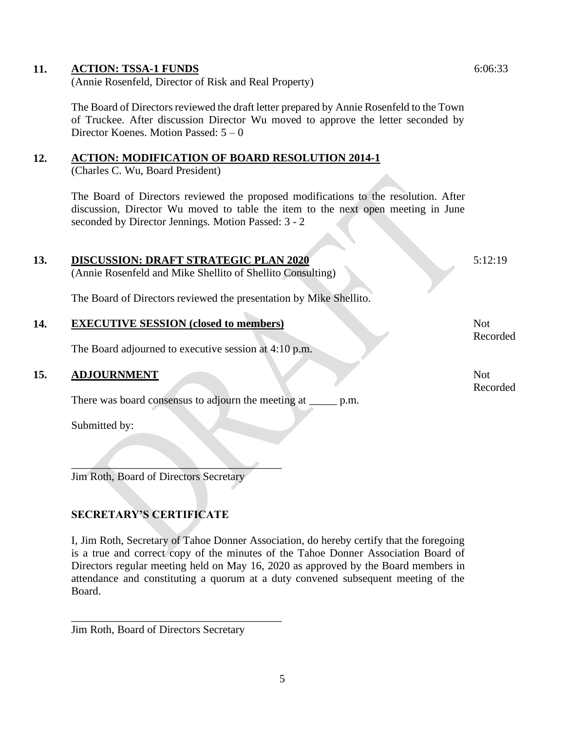**11. ACTION: TSSA-1 FUNDS** 6:06:33

(Annie Rosenfeld, Director of Risk and Real Property)

The Board of Directors reviewed the draft letter prepared by Annie Rosenfeld to the Town of Truckee. After discussion Director Wu moved to approve the letter seconded by Director Koenes. Motion Passed: 5 – 0

**12. ACTION: MODIFICATION OF BOARD RESOLUTION 2014-1**

(Charles C. Wu, Board President)

The Board of Directors reviewed the proposed modifications to the resolution. After discussion, Director Wu moved to table the item to the next open meeting in June seconded by Director Jennings. Motion Passed: 3 - 2

**13. DISCUSSION: DRAFT STRATEGIC PLAN 2020** 5:12:19

(Annie Rosenfeld and Mike Shellito of Shellito Consulting)

The Board of Directors reviewed the presentation by Mike Shellito.

**14. EXECUTIVE SESSION (closed to members)** Not Recorded

The Board adjourned to executive session at 4:10 p.m.

**15. ADJOURNMENT** Not Recorded

There was board consensus to adjourn the meeting at _____ p.m.

Submitted by:

_______________________________________

Jim Roth, Board of Directors Secretary

**SECRETARY'S CERTIFICATE**

I, Jim Roth, Secretary of Tahoe Donner Association, do hereby certify that the foregoing is a true and correct copy of the minutes of the Tahoe Donner Association Board of Directors regular meeting held on May 16, 2020 as approved by the Board members in attendance and constituting a quorum at a duty convened subsequent meeting of the Board.

_______________________________________

Jim Roth, Board of Directors Secretary